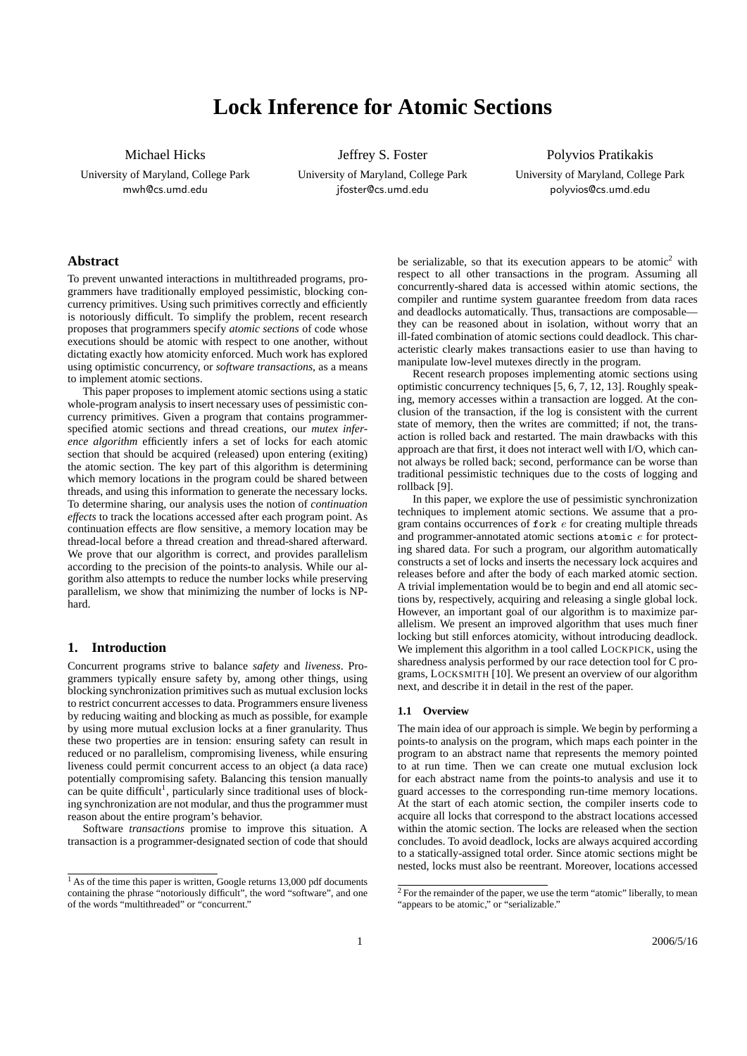# Lock Inference for Atomic Sections

Michael Hicks
University of Maryland, College Park
mwh@cs.umd.edu

Jeffrey S. Foster
University of Maryland, College Park
jfoster@cs.umd.edu

Polyvios Pratikakis
University of Maryland, College Park
polyvios@cs.umd.edu

## Abstract

To prevent unwanted interactions in multithreaded programs, programmers have traditionally employed pessimistic, blocking concurrency primitives. Using such primitives correctly and efficiently is notoriously difficult. To simplify the problem, recent research proposes that programmers specify *atomic sections* of code whose executions should be atomic with respect to one another, without dictating exactly how atomicity enforced. Much work has explored using optimistic concurrency, or *software transactions*, as a means to implement atomic sections.

This paper proposes to implement atomic sections using a static whole-program analysis to insert necessary uses of pessimistic concurrency primitives. Given a program that contains programmer-specified atomic sections and thread creations, our *mutex inference algorithm* efficiently infers a set of locks for each atomic section that should be acquired (released) upon entering (exiting) the atomic section. The key part of this algorithm is determining which memory locations in the program could be shared between threads, and using this information to generate the necessary locks. To determine sharing, our analysis uses the notion of *continuation effects* to track the locations accessed after each program point. As continuation effects are flow sensitive, a memory location may be thread-local before a thread creation and thread-shared afterward. We prove that our algorithm is correct, and provides parallelism according to the precision of the points-to analysis. While our algorithm also attempts to reduce the number locks while preserving parallelism, we show that minimizing the number of locks is NP-hard.

## 1. Introduction

Concurrent programs strive to balance *safety* and *liveness*. Programmers typically ensure safety by, among other things, using blocking synchronization primitives such as mutual exclusion locks to restrict concurrent accesses to data. Programmers ensure liveness by reducing waiting and blocking as much as possible, for example by using more mutual exclusion locks at a finer granularity. Thus these two properties are in tension: ensuring safety can result in reduced or no parallelism, compromising liveness, while ensuring liveness could permit concurrent access to an object (a data race) potentially compromising safety. Balancing this tension manually can be quite difficult[1], particularly since traditional uses of blocking synchronization are not modular, and thus the programmer must reason about the entire program's behavior.

Software *transactions* promise to improve this situation. A transaction is a programmer-designated section of code that should be serializable, so that its execution appears to be atomic[2] with respect to all other transactions in the program. Assuming all concurrently-shared data is accessed within atomic sections, the compiler and runtime system guarantee freedom from data races and deadlocks automatically. Thus, transactions are composable—they can be reasoned about in isolation, without worry that an ill-fated combination of atomic sections could deadlock. This characteristic clearly makes transactions easier to use than having to manipulate low-level mutexes directly in the program.

Recent research proposes implementing atomic sections using optimistic concurrency techniques [5, 6, 7, 12, 13]. Roughly speaking, memory accesses within a transaction are logged. At the conclusion of the transaction, if the log is consistent with the current state of memory, then the writes are committed; if not, the transaction is rolled back and restarted. The main drawbacks with this approach are that first, it does not interact well with I/O, which cannot always be rolled back; second, performance can be worse than traditional pessimistic techniques due to the costs of logging and rollback [9].

In this paper, we explore the use of pessimistic synchronization techniques to implement atomic sections. We assume that a program contains occurrences of `fork` $e$ for creating multiple threads and programmer-annotated atomic sections `atomic` $e$ for protecting shared data. For such a program, our algorithm automatically constructs a set of locks and inserts the necessary lock acquires and releases before and after the body of each marked atomic section. A trivial implementation would be to begin and end all atomic sections by, respectively, acquiring and releasing a single global lock. However, an important goal of our algorithm is to maximize parallelism. We present an improved algorithm that uses much finer locking but still enforces atomicity, without introducing deadlock. We implement this algorithm in a tool called LOCKPICK, using the sharedness analysis performed by our race detection tool for C programs, LOCKSMITH [10]. We present an overview of our algorithm next, and describe it in detail in the rest of the paper.

### 1.1 Overview

The main idea of our approach is simple. We begin by performing a points-to analysis on the program, which maps each pointer in the program to an abstract name that represents the memory pointed to at run time. Then we can create one mutual exclusion lock for each abstract name from the points-to analysis and use it to guard accesses to the corresponding run-time memory locations. At the start of each atomic section, the compiler inserts code to acquire all locks that correspond to the abstract locations accessed within the atomic section. The locks are released when the section concludes. To avoid deadlock, locks are always acquired according to a statically-assigned total order. Since atomic sections might be nested, locks must also be reentrant. Moreover, locations accessed

[1] As of the time this paper is written, Google returns 13,000 pdf documents containing the phrase "notoriously difficult", the word "software", and one of the words "multithreaded" or "concurrent."

[2] For the remainder of the paper, we use the term "atomic" liberally, to mean "appears to be atomic," or "serializable."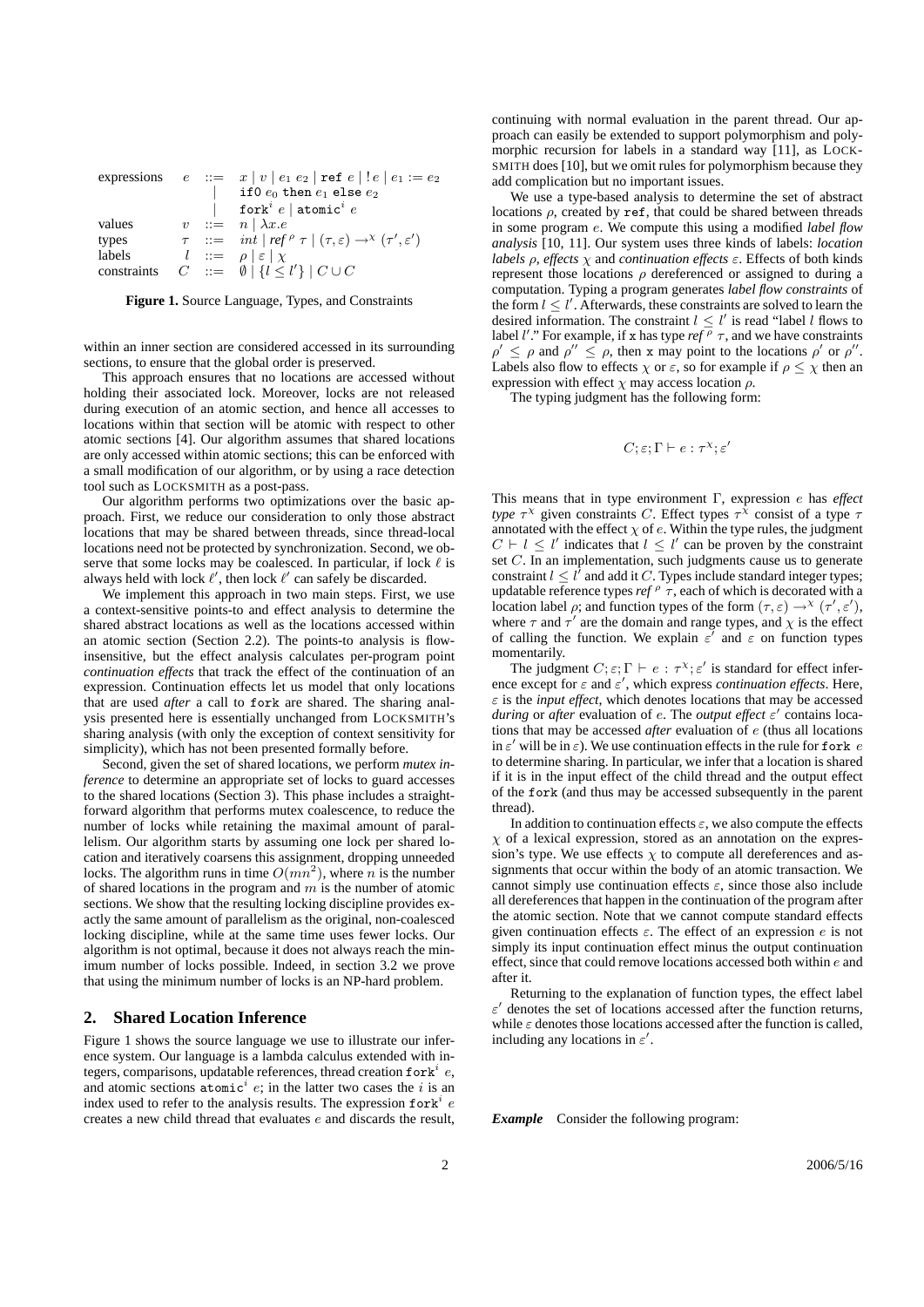$$
\begin{array}{lrcl}
\text{expressions} & e & ::= & x \mid v \mid e_1\ e_2 \mid \texttt{ref}\ e \mid !e \mid e_1 := e_2 \\
 & & \mid & \texttt{if0}\ e_0\ \texttt{then}\ e_1\ \texttt{else}\ e_2 \\
 & & \mid & \texttt{fork}^i\ e \mid \texttt{atomic}^i\ e \\
\text{values} & v & ::= & n \mid \lambda x.e \\
\text{types} & \tau & ::= & int \mid ref^{\rho}\ \tau \mid (\tau, \varepsilon) \rightarrow^{\chi} (\tau', \varepsilon') \\
\text{labels} & l & ::= & \rho \mid \varepsilon \mid \chi \\
\text{constraints} & C & ::= & \emptyset \mid \{l \leq l'\} \mid C \cup C
\end{array}
$$

**Figure 1.** Source Language, Types, and Constraints

within an inner section are considered accessed in its surrounding sections, to ensure that the global order is preserved.

This approach ensures that no locations are accessed without holding their associated lock. Moreover, locks are not released during execution of an atomic section, and hence all accesses to locations within that section will be atomic with respect to other atomic sections [4]. Our algorithm assumes that shared locations are only accessed within atomic sections; this can be enforced with a small modification of our algorithm, or by using a race detection tool such as LOCKSMITH as a post-pass.

Our algorithm performs two optimizations over the basic approach. First, we reduce our consideration to only those abstract locations that may be shared between threads, since thread-local locations need not be protected by synchronization. Second, we observe that some locks may be coalesced. In particular, if lock $\ell$ is always held with lock $\ell'$, then lock $\ell'$ can safely be discarded.

We implement this approach in two main steps. First, we use a context-sensitive points-to and effect analysis to determine the shared abstract locations as well as the locations accessed within an atomic section (Section 2.2). The points-to analysis is flow-insensitive, but the effect analysis calculates per-program point *continuation effects* that track the effect of the continuation of an expression. Continuation effects let us model that only locations that are used *after* a call to `fork` are shared. The sharing analysis presented here is essentially unchanged from LOCKSMITH's sharing analysis (with only the exception of context sensitivity for simplicity), which has not been presented formally before.

Second, given the set of shared locations, we perform *mutex inference* to determine an appropriate set of locks to guard accesses to the shared locations (Section 3). This phase includes a straightforward algorithm that performs mutex coalescence, to reduce the number of locks while retaining the maximal amount of parallelism. Our algorithm starts by assuming one lock per shared location and iteratively coarsens this assignment, dropping unneeded locks. The algorithm runs in time $O(mn^2)$, where $n$ is the number of shared locations in the program and $m$ is the number of atomic sections. We show that the resulting locking discipline provides exactly the same amount of parallelism as the original, non-coalesced locking discipline, while at the same time uses fewer locks. Our algorithm is not optimal, because it does not always reach the minimum number of locks possible. Indeed, in section 3.2 we prove that using the minimum number of locks is an NP-hard problem.

## 2. Shared Location Inference

Figure 1 shows the source language we use to illustrate our inference system. Our language is a lambda calculus extended with integers, comparisons, updatable references, thread creation $\texttt{fork}^i\ e$, and atomic sections $\texttt{atomic}^i\ e$; in the latter two cases the $i$ is an index used to refer to the analysis results. The expression $\texttt{fork}^i\ e$ creates a new child thread that evaluates $e$ and discards the result, continuing with normal evaluation in the parent thread. Our approach can easily be extended to support polymorphism and polymorphic recursion for labels in a standard way [11], as LOCKSMITH does [10], but we omit rules for polymorphism because they add complication but no important issues.

We use a type-based analysis to determine the set of abstract locations $\rho$, created by `ref`, that could be shared between threads in some program $e$. We compute this using a modified *label flow analysis* [10, 11]. Our system uses three kinds of labels: *location labels* $\rho$, *effects* $\chi$ and *continuation effects* $\varepsilon$. Effects of both kinds represent those locations $\rho$ dereferenced or assigned to during a computation. Typing a program generates *label flow constraints* of the form $l \leq l'$. Afterwards, these constraints are solved to learn the desired information. The constraint $l \leq l'$ is read "label $l$ flows to label $l'$." For example, if `x` has type $ref^{\rho}\ \tau$, and we have constraints $\rho' \leq \rho$ and $\rho'' \leq \rho$, then `x` may point to the locations $\rho'$ or $\rho''$. Labels also flow to effects $\chi$ or $\varepsilon$, so for example if $\rho \leq \chi$ then an expression with effect $\chi$ may access location $\rho$.

The typing judgment has the following form:

$$C; \varepsilon; \Gamma \vdash e : \tau^{\chi}; \varepsilon'$$

This means that in type environment $\Gamma$, expression $e$ has *effect type* $\tau^{\chi}$ given constraints $C$. Effect types $\tau^{\chi}$ consist of a type $\tau$ annotated with the effect $\chi$ of $e$. Within the type rules, the judgment $C \vdash l \leq l'$ indicates that $l \leq l'$ can be proven by the constraint set $C$. In an implementation, such judgments cause us to generate constraint $l \leq l'$ and add it $C$. Types include standard integer types; updatable reference types $ref^{\rho}\ \tau$, each of which is decorated with a location label $\rho$; and function types of the form $(\tau, \varepsilon) \rightarrow^{\chi} (\tau', \varepsilon')$, where $\tau$ and $\tau'$ are the domain and range types, and $\chi$ is the effect of calling the function. We explain $\varepsilon'$ and $\varepsilon$ on function types momentarily.

The judgment $C; \varepsilon; \Gamma \vdash e : \tau^{\chi}; \varepsilon'$ is standard for effect inference except for $\varepsilon$ and $\varepsilon'$, which express *continuation effects*. Here, $\varepsilon$ is the *input effect*, which denotes locations that may be accessed *during* or *after* evaluation of $e$. The *output effect* $\varepsilon'$ contains locations that may be accessed *after* evaluation of $e$ (thus all locations in $\varepsilon'$ will be in $\varepsilon$). We use continuation effects in the rule for `fork` $e$ to determine sharing. In particular, we infer that a location is shared if it is in the input effect of the child thread and the output effect of the `fork` (and thus may be accessed subsequently in the parent thread).

In addition to continuation effects $\varepsilon$, we also compute the effects $\chi$ of a lexical expression, stored as an annotation on the expression's type. We use effects $\chi$ to compute all dereferences and assignments that occur within the body of an atomic transaction. We cannot simply use continuation effects $\varepsilon$, since those also include all dereferences that happen in the continuation of the program after the atomic section. Note that we cannot compute standard effects given continuation effects $\varepsilon$. The effect of an expression $e$ is not simply its input continuation effect minus the output continuation effect, since that could remove locations accessed both within $e$ and after it.

Returning to the explanation of function types, the effect label $\varepsilon'$ denotes the set of locations accessed after the function returns, while $\varepsilon$ denotes those locations accessed after the function is called, including any locations in $\varepsilon'$.

***Example*** Consider the following program: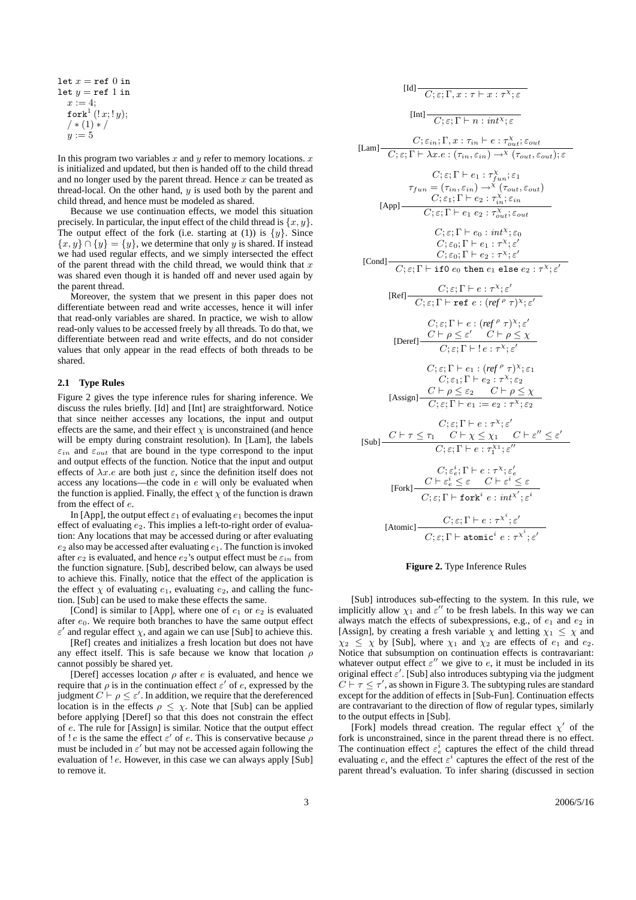```
let x = ref 0 in
let y = ref 1 in
  x := 4;
  fork^1 (!x; !y);
  /* (1) */
  y := 5
```

In this program two variables $x$ and $y$ refer to memory locations. $x$ is initialized and updated, but then is handed off to the child thread and no longer used by the parent thread. Hence $x$ can be treated as thread-local. On the other hand, $y$ is used both by the parent and child thread, and hence must be modeled as shared.

Because we use continuation effects, we model this situation precisely. In particular, the input effect of the child thread is $\{x, y\}$. The output effect of the fork (i.e. starting at (1)) is $\{y\}$. Since $\{x, y\} \cap \{y\} = \{y\}$, we determine that only $y$ is shared. If instead we had used regular effects, and we simply intersected the effect of the parent thread with the child thread, we would think that $x$ was shared even though it is handed off and never used again by the parent thread.

Moreover, the system that we present in this paper does not differentiate between read and write accesses, hence it will infer that read-only variables are shared. In practice, we wish to allow read-only values to be accessed freely by all threads. To do that, we differentiate between read and write effects, and do not consider values that only appear in the read effects of both threads to be shared.

### 2.1 Type Rules

Figure 2 gives the type inference rules for sharing inference. We discuss the rules briefly. [Id] and [Int] are straightforward. Notice that since neither accesses any locations, the input and output effects are the same, and their effect $\chi$ is unconstrained (and hence will be empty during constraint resolution). In [Lam], the labels $\varepsilon_{in}$ and $\varepsilon_{out}$ that are bound in the type correspond to the input and output effects of the function. Notice that the input and output effects of $\lambda x.e$ are both just $\varepsilon$, since the definition itself does not access any locations—the code in $e$ will only be evaluated when the function is applied. Finally, the effect $\chi$ of the function is drawn from the effect of $e$.

In [App], the output effect $\varepsilon_1$ of evaluating $e_1$ becomes the input effect of evaluating $e_2$. This implies a left-to-right order of evaluation: Any locations that may be accessed during or after evaluating $e_2$ also may be accessed after evaluating $e_1$. The function is invoked after $e_2$ is evaluated, and hence $e_2$'s output effect must be $\varepsilon_{in}$ from the function signature. [Sub], described below, can always be used to achieve this. Finally, notice that the effect of the application is the effect $\chi$ of evaluating $e_1$, evaluating $e_2$, and calling the function. [Sub] can be used to make these effects the same.

[Cond] is similar to [App], where one of $e_1$ or $e_2$ is evaluated after $e_0$. We require both branches to have the same output effect $\varepsilon'$ and regular effect $\chi$, and again we can use [Sub] to achieve this.

[Ref] creates and initializes a fresh location but does not have any effect itself. This is safe because we know that location $\rho$ cannot possibly be shared yet.

[Deref] accesses location $\rho$ after $e$ is evaluated, and hence we require that $\rho$ is in the continuation effect $\varepsilon'$ of $e$, expressed by the judgment $C \vdash \rho \leq \varepsilon'$. In addition, we require that the dereferenced location is in the effects $\rho \leq \chi$. Note that [Sub] can be applied before applying [Deref] so that this does not constrain the effect of $e$. The rule for [Assign] is similar. Notice that the output effect of $!\,e$ is the same the effect $\varepsilon'$ of $e$. This is conservative because $\rho$ must be included in $\varepsilon'$ but may not be accessed again following the evaluation of $!\,e$. However, in this case we can always apply [Sub] to remove it.

$$\text{[Id]}\ \frac{}{C; \varepsilon; \Gamma, x : \tau \vdash x : \tau^{\chi}; \varepsilon}$$

$$\text{[Int]}\ \frac{}{C; \varepsilon; \Gamma \vdash n : int^{\chi}; \varepsilon}$$

$$\text{[Lam]}\ \frac{C; \varepsilon_{in}; \Gamma, x : \tau_{in} \vdash e : \tau_{out}^{\chi}; \varepsilon_{out}}{C; \varepsilon; \Gamma \vdash \lambda x.e : (\tau_{in}, \varepsilon_{in}) \to^{\chi} (\tau_{out}, \varepsilon_{out}); \varepsilon}$$

$$\text{[App]}\ \frac{\begin{array}{c} C; \varepsilon; \Gamma \vdash e_1 : \tau_{fun}^{\chi}; \varepsilon_1 \\ \tau_{fun} = (\tau_{in}, \varepsilon_{in}) \to^{\chi} (\tau_{out}, \varepsilon_{out}) \\ C; \varepsilon_1; \Gamma \vdash e_2 : \tau_{in}^{\chi}; \varepsilon_{in} \end{array}}{C; \varepsilon; \Gamma \vdash e_1\ e_2 : \tau_{out}^{\chi}; \varepsilon_{out}}$$

$$\text{[Cond]}\ \frac{\begin{array}{c} C; \varepsilon; \Gamma \vdash e_0 : int^{\chi}; \varepsilon_0 \\ C; \varepsilon_0; \Gamma \vdash e_1 : \tau^{\chi}; \varepsilon' \\ C; \varepsilon_0; \Gamma \vdash e_2 : \tau^{\chi}; \varepsilon' \end{array}}{C; \varepsilon; \Gamma \vdash \texttt{if0}\ e_0\ \texttt{then}\ e_1\ \texttt{else}\ e_2 : \tau^{\chi}; \varepsilon'}$$

$$\text{[Ref]}\ \frac{C; \varepsilon; \Gamma \vdash e : \tau^{\chi}; \varepsilon'}{C; \varepsilon; \Gamma \vdash \texttt{ref}\ e : (ref^{\rho}\ \tau)^{\chi}; \varepsilon'}$$

$$\text{[Deref]}\ \frac{\begin{array}{c} C; \varepsilon; \Gamma \vdash e : (ref^{\rho}\ \tau)^{\chi}; \varepsilon' \\ C \vdash \rho \leq \varepsilon' \quad C \vdash \rho \leq \chi \end{array}}{C; \varepsilon; \Gamma \vdash !\,e : \tau^{\chi}; \varepsilon'}$$

$$\text{[Assign]}\ \frac{\begin{array}{c} C; \varepsilon; \Gamma \vdash e_1 : (ref^{\rho}\ \tau)^{\chi}; \varepsilon_1 \\ C; \varepsilon_1; \Gamma \vdash e_2 : \tau^{\chi}; \varepsilon_2 \\ C \vdash \rho \leq \varepsilon_2 \quad C \vdash \rho \leq \chi \end{array}}{C; \varepsilon; \Gamma \vdash e_1 := e_2 : \tau^{\chi}; \varepsilon_2}$$

$$\text{[Sub]}\ \frac{\begin{array}{c} C; \varepsilon; \Gamma \vdash e : \tau^{\chi}; \varepsilon' \\ C \vdash \tau \leq \tau_1 \quad C \vdash \chi \leq \chi_1 \quad C \vdash \varepsilon'' \leq \varepsilon' \end{array}}{C; \varepsilon; \Gamma \vdash e : \tau_1^{\chi_1}; \varepsilon''}$$

$$\text{[Fork]}\ \frac{\begin{array}{c} C; \varepsilon_e^i; \Gamma \vdash e : \tau^{\chi}; \varepsilon_e' \\ C \vdash \varepsilon_e^i \leq \varepsilon \quad C \vdash \varepsilon^i \leq \varepsilon \end{array}}{C; \varepsilon; \Gamma \vdash \texttt{fork}^i\ e : int^{\chi'}; \varepsilon^i}$$

$$\text{[Atomic]}\ \frac{C; \varepsilon; \Gamma \vdash e : \tau^{\chi^i}; \varepsilon'}{C; \varepsilon; \Gamma \vdash \texttt{atomic}^i\ e : \tau^{\chi^i}; \varepsilon'}$$

**Figure 2.** Type Inference Rules

[Sub] introduces sub-effecting to the system. In this rule, we implicitly allow $\chi_1$ and $\varepsilon''$ to be fresh labels. In this way we can always match the effects of subexpressions, e.g., of $e_1$ and $e_2$ in [Assign], by creating a fresh variable $\chi$ and letting $\chi_1 \leq \chi$ and $\chi_2 \leq \chi$ by [Sub], where $\chi_1$ and $\chi_2$ are effects of $e_1$ and $e_2$. Notice that subsumption on continuation effects is contravariant: whatever output effect $\varepsilon''$ we give to $e$, it must be included in its original effect $\varepsilon'$. [Sub] also introduces subtyping via the judgment $C \vdash \tau \leq \tau'$, as shown in Figure 3. The subtyping rules are standard except for the addition of effects in [Sub-Fun]. Continuation effects are contravariant to the direction of flow of regular types, similarly to the output effects in [Sub].

[Fork] models thread creation. The regular effect $\chi'$ of the fork is unconstrained, since in the parent thread there is no effect. The continuation effect $\varepsilon_e^i$ captures the effect of the child thread evaluating $e$, and the effect $\varepsilon^i$ captures the effect of the rest of the parent thread's evaluation. To infer sharing (discussed in section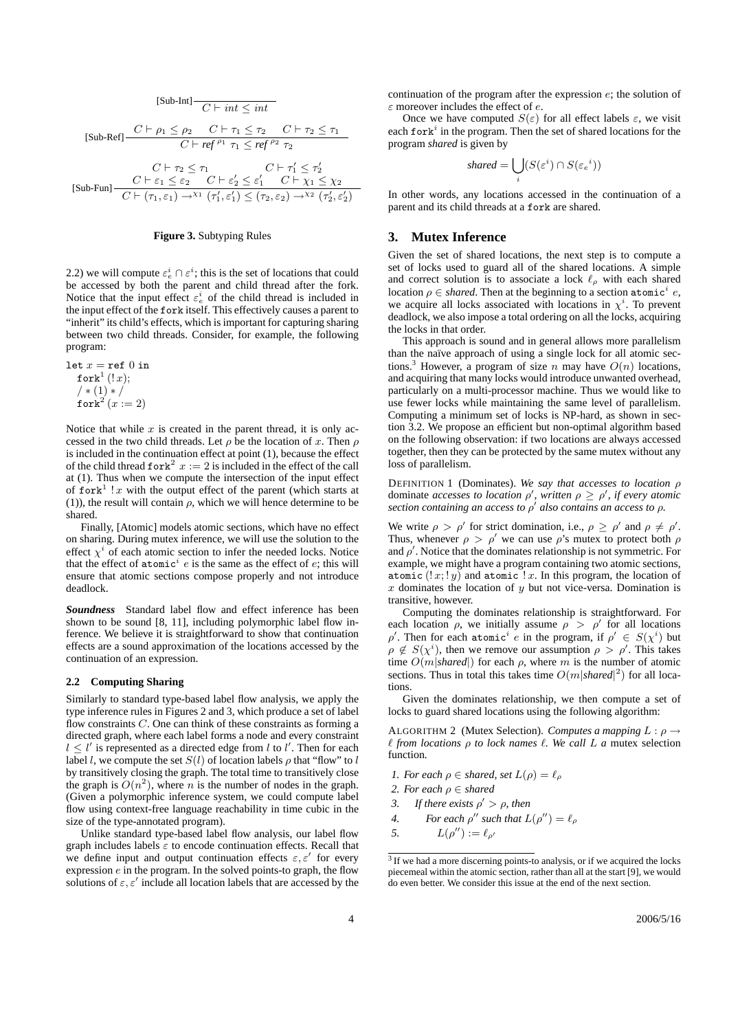$$\text{[Sub-Int]}\ \frac{}{C \vdash int \leq int}$$

$$\text{[Sub-Ref]}\ \frac{C \vdash \rho_1 \leq \rho_2 \quad C \vdash \tau_1 \leq \tau_2 \quad C \vdash \tau_2 \leq \tau_1}{C \vdash \mathit{ref}^{\rho_1}\ \tau_1 \leq \mathit{ref}^{\rho_2}\ \tau_2}$$

$$\text{[Sub-Fun]}\ \frac{\begin{array}{cc} C \vdash \tau_2 \leq \tau_1 & C \vdash \tau_1' \leq \tau_2' \\ C \vdash \varepsilon_1 \leq \varepsilon_2 \quad C \vdash \varepsilon_2' \leq \varepsilon_1' & C \vdash \chi_1 \leq \chi_2 \end{array}}{C \vdash (\tau_1, \varepsilon_1) \rightarrow^{\chi_1} (\tau_1', \varepsilon_1') \leq (\tau_2, \varepsilon_2) \rightarrow^{\chi_2} (\tau_2', \varepsilon_2')}$$

**Figure 3.** Subtyping Rules

2.2) we will compute $\varepsilon_e^i \cap \varepsilon^i$; this is the set of locations that could be accessed by both the parent and child thread after the fork. Notice that the input effect $\varepsilon_e^i$ of the child thread is included in the input effect of the `fork` itself. This effectively causes a parent to "inherit" its child's effects, which is important for capturing sharing between two child threads. Consider, for example, the following program:

let $x$ = ref 0 in
  fork$^1$ $(!x)$;
  $/* (1) */$
  fork$^2$ $(x := 2)$

Notice that while $x$ is created in the parent thread, it is only accessed in the two child threads. Let $\rho$ be the location of $x$. Then $\rho$ is included in the continuation effect at point (1), because the effect of the child thread fork$^2$ $x := 2$ is included in the effect of the call at (1). Thus when we compute the intersection of the input effect of fork$^1$ $!x$ with the output effect of the parent (which starts at (1)), the result will contain $\rho$, which we will hence determine to be shared.

Finally, [Atomic] models atomic sections, which have no effect on sharing. During mutex inference, we will use the solution to the effect $\chi^i$ of each atomic section to infer the needed locks. Notice that the effect of atomic$^i$ $e$ is the same as the effect of $e$; this will ensure that atomic sections compose properly and not introduce deadlock.

***Soundness*** Standard label flow and effect inference has been shown to be sound [8, 11], including polymorphic label flow inference. We believe it is straightforward to show that continuation effects are a sound approximation of the locations accessed by the continuation of an expression.

### 2.2 Computing Sharing

Similarly to standard type-based label flow analysis, we apply the type inference rules in Figures 2 and 3, which produce a set of label flow constraints $C$. One can think of these constraints as forming a directed graph, where each label forms a node and every constraint $l \leq l'$ is represented as a directed edge from $l$ to $l'$. Then for each label $l$, we compute the set $S(l)$ of location labels $\rho$ that "flow" to $l$ by transitively closing the graph. The total time to transitively close the graph is $O(n^2)$, where $n$ is the number of nodes in the graph. (Given a polymorphic inference system, we could compute label flow using context-free language reachability in time cubic in the size of the type-annotated program).

Unlike standard type-based label flow analysis, our label flow graph includes labels $\varepsilon$ to encode continuation effects. Recall that we define input and output continuation effects $\varepsilon, \varepsilon'$ for every expression $e$ in the program. In the solved points-to graph, the flow solutions of $\varepsilon, \varepsilon'$ include all location labels that are accessed by the continuation of the program after the expression $e$; the solution of $\varepsilon$ moreover includes the effect of $e$.

Once we have computed $S(\varepsilon)$ for all effect labels $\varepsilon$, we visit each fork$^i$ in the program. Then the set of shared locations for the program *shared* is given by

$$\mathit{shared} = \bigcup_i (S(\varepsilon^i) \cap S(\varepsilon_e{}^i))$$

In other words, any locations accessed in the continuation of a parent and its child threads at a `fork` are shared.

## 3. Mutex Inference

Given the set of shared locations, the next step is to compute a set of locks used to guard all of the shared locations. A simple and correct solution is to associate a lock $\ell_\rho$ with each shared location $\rho \in \mathit{shared}$. Then at the beginning to a section atomic$^i$ $e$, we acquire all locks associated with locations in $\chi^i$. To prevent deadlock, we also impose a total ordering on all the locks, acquiring the locks in that order.

This approach is sound and in general allows more parallelism than the naïve approach of using a single lock for all atomic sections.[3] However, a program of size $n$ may have $O(n)$ locations, and acquiring that many locks would introduce unwanted overhead, particularly on a multi-processor machine. Thus we would like to use fewer locks while maintaining the same level of parallelism. Computing a minimum set of locks is NP-hard, as shown in section 3.2. We propose an efficient but non-optimal algorithm based on the following observation: if two locations are always accessed together, then they can be protected by the same mutex without any loss of parallelism.

DEFINITION 1 (Dominates). *We say that accesses to location $\rho$* dominate *accesses to location $\rho'$, written $\rho \geq \rho'$, if every atomic section containing an access to $\rho'$ also contains an access to $\rho$.*

We write $\rho > \rho'$ for strict domination, i.e., $\rho \geq \rho'$ and $\rho \neq \rho'$. Thus, whenever $\rho > \rho'$ we can use $\rho$'s mutex to protect both $\rho$ and $\rho'$. Notice that the dominates relationship is not symmetric. For example, we might have a program containing two atomic sections, atomic $(!x; !y)$ and atomic $!x$. In this program, the location of $x$ dominates the location of $y$ but not vice-versa. Domination is transitive, however.

Computing the dominates relationship is straightforward. For each location $\rho$, we initially assume $\rho > \rho'$ for all locations $\rho'$. Then for each atomic$^i$ $e$ in the program, if $\rho' \in S(\chi^i)$ but $\rho \notin S(\chi^i)$, then we remove our assumption $\rho > \rho'$. This takes time $O(m|\mathit{shared}|)$ for each $\rho$, where $m$ is the number of atomic sections. Thus in total this takes time $O(m|\mathit{shared}|^2)$ for all locations.

Given the dominates relationship, we then compute a set of locks to guard shared locations using the following algorithm:

ALGORITHM 2 (Mutex Selection). *Computes a mapping $L : \rho \rightarrow \ell$ from locations $\rho$ to lock names $\ell$. We call $L$ a* mutex selection *function.*

1. *For each $\rho \in \mathit{shared}$, set $L(\rho) = \ell_\rho$*
2. *For each $\rho \in \mathit{shared}$*
3. &nbsp;&nbsp;&nbsp;&nbsp;*If there exists $\rho' > \rho$, then*
4. &nbsp;&nbsp;&nbsp;&nbsp;&nbsp;&nbsp;&nbsp;&nbsp;*For each $\rho''$ such that $L(\rho'') = \ell_\rho$*
5. &nbsp;&nbsp;&nbsp;&nbsp;&nbsp;&nbsp;&nbsp;&nbsp;&nbsp;&nbsp;&nbsp;&nbsp;*$L(\rho'') := \ell_{\rho'}$*

[3] If we had a more discerning points-to analysis, or if we acquired the locks piecemeal within the atomic section, rather than all at the start [9], we would do even better. We consider this issue at the end of the next section.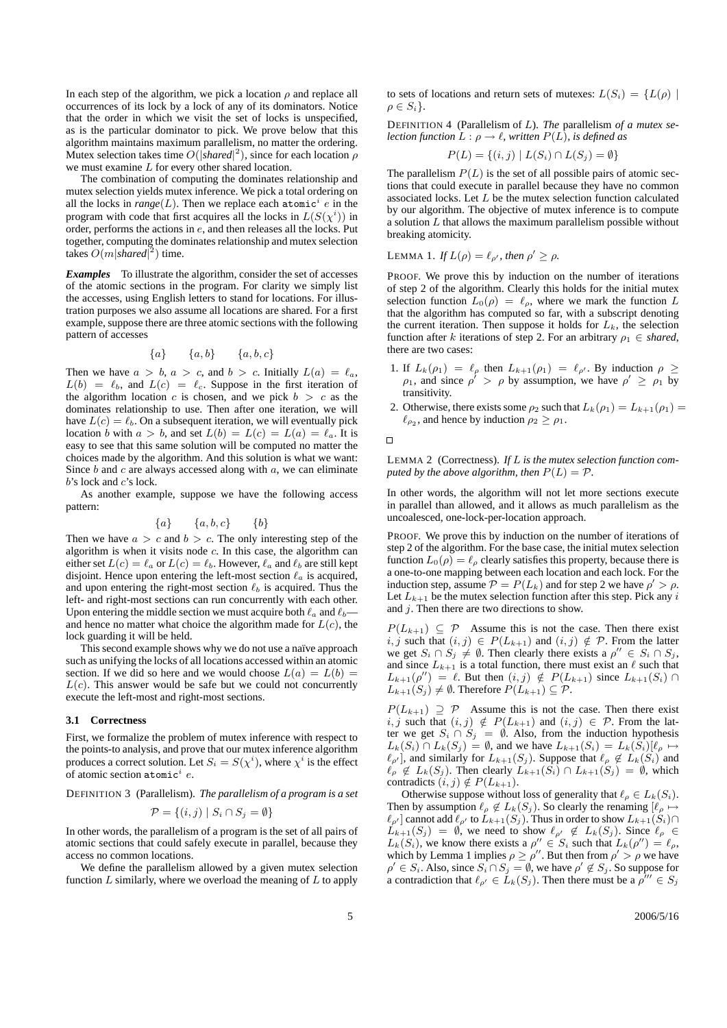In each step of the algorithm, we pick a location $\rho$ and replace all occurrences of its lock by a lock of any of its dominators. Notice that the order in which we visit the set of locks is unspecified, as is the particular dominator to pick. We prove below that this algorithm maintains maximum parallelism, no matter the ordering. Mutex selection takes time $O(|\mathit{shared}|^2)$, since for each location $\rho$ we must examine $L$ for every other shared location.

The combination of computing the dominates relationship and mutex selection yields mutex inference. We pick a total ordering on all the locks in $\mathit{range}(L)$. Then we replace each $\texttt{atomic}^i\ e$ in the program with code that first acquires all the locks in $L(S(\chi^i))$ in order, performs the actions in $e$, and then releases all the locks. Put together, computing the dominates relationship and mutex selection takes $O(m|\mathit{shared}|^2)$ time.

***Examples*** To illustrate the algorithm, consider the set of accesses of the atomic sections in the program. For clarity we simply list the accesses, using English letters to stand for locations. For illustration purposes we also assume all locations are shared. For a first example, suppose there are three atomic sections with the following pattern of accesses

$$\{a\} \qquad \{a, b\} \qquad \{a, b, c\}$$

Then we have $a > b$, $a > c$, and $b > c$. Initially $L(a) = \ell_a$, $L(b) = \ell_b$, and $L(c) = \ell_c$. Suppose in the first iteration of the algorithm location $c$ is chosen, and we pick $b > c$ as the dominates relationship to use. Then after one iteration, we will have $L(c) = \ell_b$. On a subsequent iteration, we will eventually pick location $b$ with $a > b$, and set $L(b) = L(c) = L(a) = \ell_a$. It is easy to see that this same solution will be computed no matter the choices made by the algorithm. And this solution is what we want: Since $b$ and $c$ are always accessed along with $a$, we can eliminate $b$'s lock and $c$'s lock.

As another example, suppose we have the following access pattern:

$$\{a\} \qquad \{a, b, c\} \qquad \{b\}$$

Then we have $a > c$ and $b > c$. The only interesting step of the algorithm is when it visits node $c$. In this case, the algorithm can either set $L(c) = \ell_a$ or $L(c) = \ell_b$. However, $\ell_a$ and $\ell_b$ are still kept disjoint. Hence upon entering the left-most section $\ell_a$ is acquired, and upon entering the right-most section $\ell_b$ is acquired. Thus the left- and right-most sections can run concurrently with each other. Upon entering the middle section we must acquire both $\ell_a$ and $\ell_b$—and hence no matter what choice the algorithm made for $L(c)$, the lock guarding it will be held.

This second example shows why we do not use a naïve approach such as unifying the locks of all locations accessed within an atomic section. If we did so here and we would choose $L(a) = L(b) = L(c)$. This answer would be safe but we could not concurrently execute the left-most and right-most sections.

### 3.1 Correctness

First, we formalize the problem of mutex inference with respect to the points-to analysis, and prove that our mutex inference algorithm produces a correct solution. Let $S_i = S(\chi^i)$, where $\chi^i$ is the effect of atomic section $\texttt{atomic}^i\ e$.

DEFINITION 3 (Parallelism). *The parallelism of a program is a set*

$$\mathcal{P} = \{(i, j) \mid S_i \cap S_j = \emptyset\}$$

In other words, the parallelism of a program is the set of all pairs of atomic sections that could safely execute in parallel, because they access no common locations.

We define the parallelism allowed by a given mutex selection function $L$ similarly, where we overload the meaning of $L$ to apply to sets of locations and return sets of mutexes: $L(S_i) = \{L(\rho) \mid \rho \in S_i\}$.

DEFINITION 4 (Parallelism of $L$). *The* parallelism *of a mutex selection function $L : \rho \to \ell$, written $P(L)$, is defined as*

$$P(L) = \{(i, j) \mid L(S_i) \cap L(S_j) = \emptyset\}$$

The parallelism $P(L)$ is the set of all possible pairs of atomic sections that could execute in parallel because they have no common associated locks. Let $L$ be the mutex selection function calculated by our algorithm. The objective of mutex inference is to compute a solution $L$ that allows the maximum parallelism possible without breaking atomicity.

LEMMA 1. *If $L(\rho) = \ell_{\rho'}$, then $\rho' \geq \rho$.*

PROOF. We prove this by induction on the number of iterations of step 2 of the algorithm. Clearly this holds for the initial mutex selection function $L_0(\rho) = \ell_\rho$, where we mark the function $L$ that the algorithm has computed so far, with a subscript denoting the current iteration. Then suppose it holds for $L_k$, the selection function after $k$ iterations of step 2. For an arbitrary $\rho_1 \in \mathit{shared}$, there are two cases:

1. If $L_k(\rho_1) = \ell_\rho$ then $L_{k+1}(\rho_1) = \ell_{\rho'}$. By induction $\rho \geq \rho_1$, and since $\rho' > \rho$ by assumption, we have $\rho' \geq \rho_1$ by transitivity.
2. Otherwise, there exists some $\rho_2$ such that $L_k(\rho_1) = L_{k+1}(\rho_1) = \ell_{\rho_2}$, and hence by induction $\rho_2 \geq \rho_1$.

□

LEMMA 2 (Correctness). *If $L$ is the mutex selection function computed by the above algorithm, then $P(L) = \mathcal{P}$.*

In other words, the algorithm will not let more sections execute in parallel than allowed, and it allows as much parallelism as the uncoalesced, one-lock-per-location approach.

PROOF. We prove this by induction on the number of iterations of step 2 of the algorithm. For the base case, the initial mutex selection function $L_0(\rho) = \ell_\rho$ clearly satisfies this property, because there is a one-to-one mapping between each location and each lock. For the induction step, assume $\mathcal{P} = P(L_k)$ and for step 2 we have $\rho' > \rho$. Let $L_{k+1}$ be the mutex selection function after this step. Pick any $i$ and $j$. Then there are two directions to show.

$P(L_{k+1}) \subseteq \mathcal{P}$ Assume this is not the case. Then there exist $i, j$ such that $(i, j) \in P(L_{k+1})$ and $(i, j) \notin \mathcal{P}$. From the latter we get $S_i \cap S_j \neq \emptyset$. Then clearly there exists a $\rho'' \in S_i \cap S_j$, and since $L_{k+1}$ is a total function, there must exist an $\ell$ such that $L_{k+1}(\rho'') = \ell$. But then $(i, j) \notin P(L_{k+1})$ since $L_{k+1}(S_i) \cap L_{k+1}(S_j) \neq \emptyset$. Therefore $P(L_{k+1}) \subseteq \mathcal{P}$.

$P(L_{k+1}) \supseteq \mathcal{P}$ Assume this is not the case. Then there exist $i, j$ such that $(i, j) \notin P(L_{k+1})$ and $(i, j) \in \mathcal{P}$. From the latter we get $S_i \cap S_j = \emptyset$. Also, from the induction hypothesis $L_k(S_i) \cap L_k(S_j) = \emptyset$, and we have $L_{k+1}(S_i) = L_k(S_i)[\ell_\rho \mapsto \ell_{\rho'}]$, and similarly for $L_{k+1}(S_j)$. Suppose that $\ell_\rho \notin L_k(S_i)$ and $\ell_\rho \notin L_k(S_j)$. Then clearly $L_{k+1}(S_i) \cap L_{k+1}(S_j) = \emptyset$, which contradicts $(i, j) \notin P(L_{k+1})$.

Otherwise suppose without loss of generality that $\ell_\rho \in L_k(S_i)$. Then by assumption $\ell_\rho \notin L_k(S_j)$. So clearly the renaming $[\ell_\rho \mapsto \ell_{\rho'}]$ cannot add $\ell_{\rho'}$ to $L_{k+1}(S_j)$. Thus in order to show $L_{k+1}(S_i) \cap L_{k+1}(S_j) = \emptyset$, we need to show $\ell_{\rho'} \notin L_k(S_j)$. Since $\ell_\rho \in L_k(S_i)$, we know there exists a $\rho'' \in S_i$ such that $L_k(\rho'') = \ell_\rho$, which by Lemma 1 implies $\rho \geq \rho''$. But then from $\rho' > \rho$ we have $\rho' \in S_i$. Also, since $S_i \cap S_j = \emptyset$, we have $\rho' \notin S_j$. So suppose for a contradiction that $\ell_{\rho'} \in L_k(S_j)$. Then there must be a $\rho''' \in S_j$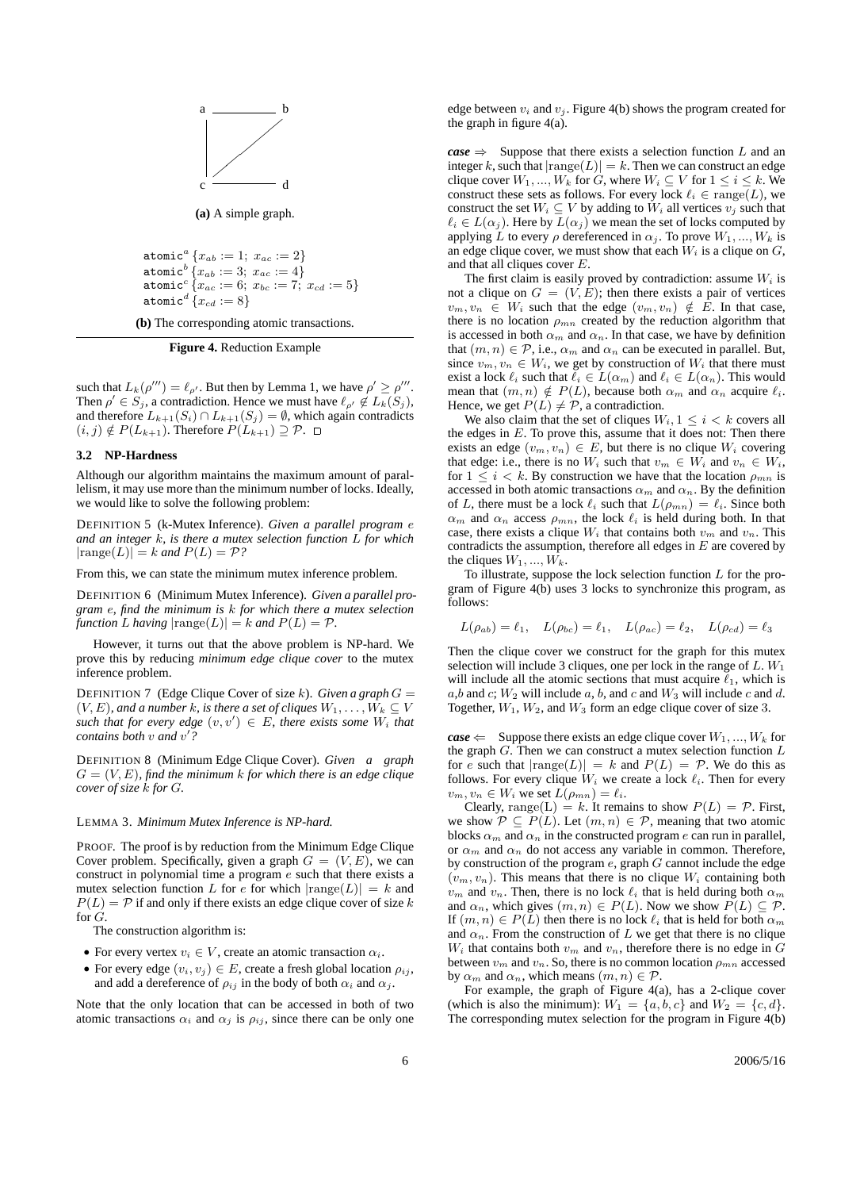(a) A simple graph.

$$\texttt{atomic}^a\ \{x_{ab} := 1;\ x_{ac} := 2\}$$
$$\texttt{atomic}^b\ \{x_{ab} := 3;\ x_{ac} := 4\}$$
$$\texttt{atomic}^c\ \{x_{ac} := 6;\ x_{bc} := 7;\ x_{cd} := 5\}$$
$$\texttt{atomic}^d\ \{x_{cd} := 8\}$$

**(b)** The corresponding atomic transactions.

**Figure 4.** Reduction Example

such that $L_k(\rho''') = \ell_{\rho'}$. But then by Lemma 1, we have $\rho' \geq \rho'''$. Then $\rho' \in S_j$, a contradiction. Hence we must have $\ell_{\rho'} \notin L_k(S_j)$, and therefore $L_{k+1}(S_i) \cap L_{k+1}(S_j) = \emptyset$, which again contradicts $(i,j) \notin P(L_{k+1})$. Therefore $P(L_{k+1}) \supseteq \mathcal{P}$. □

### 3.2 NP-Hardness

Although our algorithm maintains the maximum amount of parallelism, it may use more than the minimum number of locks. Ideally, we would like to solve the following problem:

DEFINITION 5 (k-Mutex Inference). *Given a parallel program $e$ and an integer $k$, is there a mutex selection function $L$ for which $|\text{range}(L)| = k$ and $P(L) = \mathcal{P}$?*

From this, we can state the minimum mutex inference problem.

DEFINITION 6 (Minimum Mutex Inference). *Given a parallel program $e$, find the minimum is $k$ for which there a mutex selection function $L$ having $|\text{range}(L)| = k$ and $P(L) = \mathcal{P}$.*

However, it turns out that the above problem is NP-hard. We prove this by reducing *minimum edge clique cover* to the mutex inference problem.

DEFINITION 7 (Edge Clique Cover of size $k$). *Given a graph $G = (V, E)$, and a number $k$, is there a set of cliques $W_1, \ldots, W_k \subseteq V$ such that for every edge $(v, v') \in E$, there exists some $W_i$ that contains both $v$ and $v'$?*

DEFINITION 8 (Minimum Edge Clique Cover). *Given a graph $G = (V, E)$, find the minimum $k$ for which there is an edge clique cover of size $k$ for $G$.*

LEMMA 3. *Minimum Mutex Inference is NP-hard.*

PROOF. The proof is by reduction from the Minimum Edge Clique Cover problem. Specifically, given a graph $G = (V, E)$, we can construct in polynomial time a program $e$ such that there exists a mutex selection function $L$ for $e$ for which $|\text{range}(L)| = k$ and $P(L) = \mathcal{P}$ if and only if there exists an edge clique cover of size $k$ for $G$.

The construction algorithm is:

- For every vertex $v_i \in V$, create an atomic transaction $\alpha_i$.
- For every edge $(v_i, v_j) \in E$, create a fresh global location $\rho_{ij}$, and add a dereference of $\rho_{ij}$ in the body of both $\alpha_i$ and $\alpha_j$.

Note that the only location that can be accessed in both of two atomic transactions $\alpha_i$ and $\alpha_j$ is $\rho_{ij}$, since there can be only one edge between $v_i$ and $v_j$. Figure 4(b) shows the program created for the graph in figure 4(a).

***case*** $\Rightarrow$ Suppose that there exists a selection function $L$ and an integer $k$, such that $|\text{range}(L)| = k$. Then we can construct an edge clique cover $W_1, ..., W_k$ for $G$, where $W_i \subseteq V$ for $1 \leq i \leq k$. We construct these sets as follows. For every lock $\ell_i \in \text{range}(L)$, we construct the set $W_i \subseteq V$ by adding to $W_i$ all vertices $v_j$ such that $\ell_i \in L(\alpha_j)$. Here by $L(\alpha_j)$ we mean the set of locks computed by applying $L$ to every $\rho$ dereferenced in $\alpha_j$. To prove $W_1, ..., W_k$ is an edge clique cover, we must show that each $W_i$ is a clique on $G$, and that all cliques cover $E$.

The first claim is easily proved by contradiction: assume $W_i$ is not a clique on $G = (V, E)$; then there exists a pair of vertices $v_m, v_n \in W_i$ such that the edge $(v_m, v_n) \notin E$. In that case, there is no location $\rho_{mn}$ created by the reduction algorithm that is accessed in both $\alpha_m$ and $\alpha_n$. In that case, we have by definition that $(m, n) \in \mathcal{P}$, i.e., $\alpha_m$ and $\alpha_n$ can be executed in parallel. But, since $v_m, v_n \in W_i$, we get by construction of $W_i$ that there must exist a lock $\ell_i$ such that $\ell_i \in L(\alpha_m)$ and $\ell_i \in L(\alpha_n)$. This would mean that $(m, n) \notin P(L)$, because both $\alpha_m$ and $\alpha_n$ acquire $\ell_i$. Hence, we get $P(L) \neq \mathcal{P}$, a contradiction.

We also claim that the set of cliques $W_i, 1 \leq i < k$ covers all the edges in $E$. To prove this, assume that it does not: Then there exists an edge $(v_m, v_n) \in E$, but there is no clique $W_i$ covering that edge: i.e., there is no $W_i$ such that $v_m \in W_i$ and $v_n \in W_i$, for $1 \leq i < k$. By construction we have that the location $\rho_{mn}$ is accessed in both atomic transactions $\alpha_m$ and $\alpha_n$. By the definition of $L$, there must be a lock $\ell_i$ such that $L(\rho_{mn}) = \ell_i$. Since both $\alpha_m$ and $\alpha_n$ access $\rho_{mn}$, the lock $\ell_i$ is held during both. In that case, there exists a clique $W_i$ that contains both $v_m$ and $v_n$. This contradicts the assumption, therefore all edges in $E$ are covered by the cliques $W_1, ..., W_k$.

To illustrate, suppose the lock selection function $L$ for the program of Figure 4(b) uses 3 locks to synchronize this program, as follows:

$$L(\rho_{ab}) = \ell_1, \quad L(\rho_{bc}) = \ell_1, \quad L(\rho_{ac}) = \ell_2, \quad L(\rho_{cd}) = \ell_3$$

Then the clique cover we construct for the graph for this mutex selection will include 3 cliques, one per lock in the range of $L$. $W_1$ will include all the atomic sections that must acquire $\ell_1$, which is $a$,$b$ and $c$; $W_2$ will include $a$, $b$, and $c$ and $W_3$ will include $c$ and $d$. Together, $W_1$, $W_2$, and $W_3$ form an edge clique cover of size 3.

***case*** $\Leftarrow$ Suppose there exists an edge clique cover $W_1, ..., W_k$ for the graph $G$. Then we can construct a mutex selection function $L$ for $e$ such that $|\text{range}(L)| = k$ and $P(L) = \mathcal{P}$. We do this as follows. For every clique $W_i$ we create a lock $\ell_i$. Then for every $v_m, v_n \in W_i$ we set $L(\rho_{mn}) = \ell_i$.

Clearly, $\text{range(L)} = k$. It remains to show $P(L) = \mathcal{P}$. First, we show $\mathcal{P} \subseteq P(L)$. Let $(m, n) \in \mathcal{P}$, meaning that two atomic blocks $\alpha_m$ and $\alpha_n$ in the constructed program $e$ can run in parallel, or $\alpha_m$ and $\alpha_n$ do not access any variable in common. Therefore, by construction of the program $e$, graph $G$ cannot include the edge $(v_m, v_n)$. This means that there is no clique $W_i$ containing both $v_m$ and $v_n$. Then, there is no lock $\ell_i$ that is held during both $\alpha_m$ and $\alpha_n$, which gives $(m, n) \in P(L)$. Now we show $P(L) \subseteq \mathcal{P}$. If $(m, n) \in P(L)$ then there is no lock $\ell_i$ that is held for both $\alpha_m$ and $\alpha_n$. From the construction of $L$ we get that there is no clique $W_i$ that contains both $v_m$ and $v_n$, therefore there is no edge in $G$ between $v_m$ and $v_n$. So, there is no common location $\rho_{mn}$ accessed by $\alpha_m$ and $\alpha_n$, which means $(m, n) \in \mathcal{P}$.

For example, the graph of Figure 4(a), has a 2-clique cover (which is also the minimum): $W_1 = \{a, b, c\}$ and $W_2 = \{c, d\}$. The corresponding mutex selection for the program in Figure 4(b)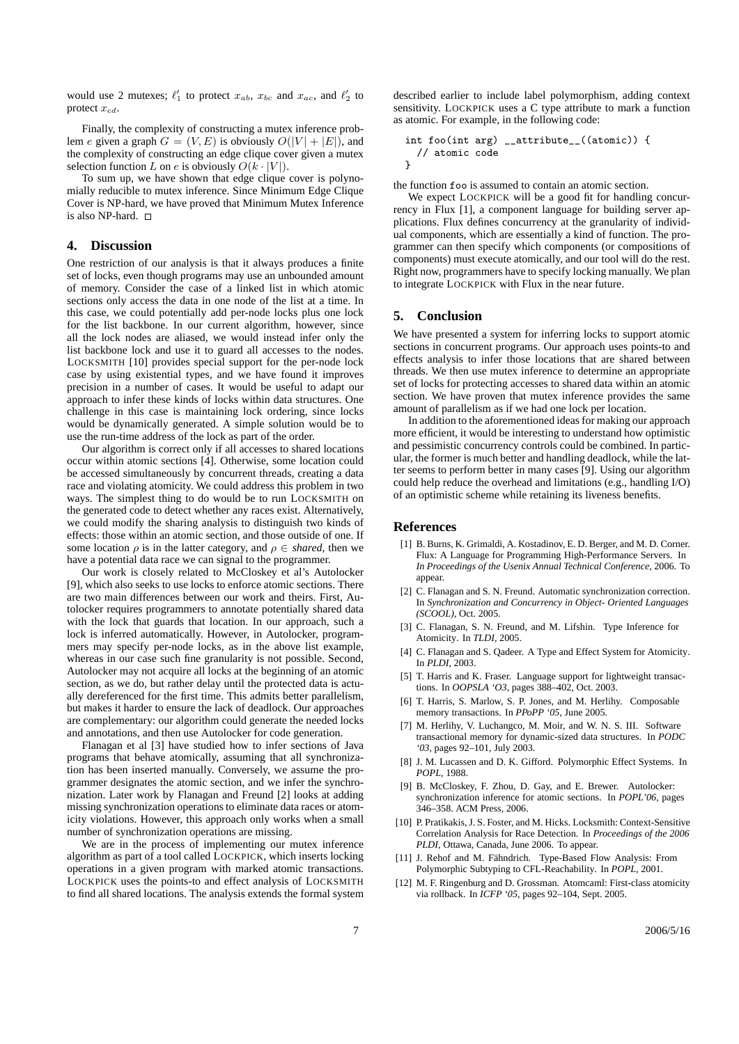would use 2 mutexes; $\ell'_1$ to protect $x_{ab}$, $x_{bc}$ and $x_{ac}$, and $\ell'_2$ to protect $x_{cd}$.

Finally, the complexity of constructing a mutex inference problem $e$ given a graph $G = (V, E)$ is obviously $O(|V| + |E|)$, and the complexity of constructing an edge clique cover given a mutex selection function $L$ on $e$ is obviously $O(k \cdot |V|)$.

To sum up, we have shown that edge clique cover is polynomially reducible to mutex inference. Since Minimum Edge Clique Cover is NP-hard, we have proved that Minimum Mutex Inference is also NP-hard. □

## 4. Discussion

One restriction of our analysis is that it always produces a finite set of locks, even though programs may use an unbounded amount of memory. Consider the case of a linked list in which atomic sections only access the data in one node of the list at a time. In this case, we could potentially add per-node locks plus one lock for the list backbone. In our current algorithm, however, since all the lock nodes are aliased, we would instead infer only the list backbone lock and use it to guard all accesses to the nodes. LOCKSMITH [10] provides special support for the per-node lock case by using existential types, and we have found it improves precision in a number of cases. It would be useful to adapt our approach to infer these kinds of locks within data structures. One challenge in this case is maintaining lock ordering, since locks would be dynamically generated. A simple solution would be to use the run-time address of the lock as part of the order.

Our algorithm is correct only if all accesses to shared locations occur within atomic sections [4]. Otherwise, some location could be accessed simultaneously by concurrent threads, creating a data race and violating atomicity. We could address this problem in two ways. The simplest thing to do would be to run LOCKSMITH on the generated code to detect whether any races exist. Alternatively, we could modify the sharing analysis to distinguish two kinds of effects: those within an atomic section, and those outside of one. If some location $\rho$ is in the latter category, and $\rho \in$ *shared*, then we have a potential data race we can signal to the programmer.

Our work is closely related to McCloskey et al's Autolocker [9], which also seeks to use locks to enforce atomic sections. There are two main differences between our work and theirs. First, Autolocker requires programmers to annotate potentially shared data with the lock that guards that location. In our approach, such a lock is inferred automatically. However, in Autolocker, programmers may specify per-node locks, as in the above list example, whereas in our case such fine granularity is not possible. Second, Autolocker may not acquire all locks at the beginning of an atomic section, as we do, but rather delay until the protected data is actually dereferenced for the first time. This admits better parallelism, but makes it harder to ensure the lack of deadlock. Our approaches are complementary: our algorithm could generate the needed locks and annotations, and then use Autolocker for code generation.

Flanagan et al [3] have studied how to infer sections of Java programs that behave atomically, assuming that all synchronization has been inserted manually. Conversely, we assume the programmer designates the atomic section, and we infer the synchronization. Later work by Flanagan and Freund [2] looks at adding missing synchronization operations to eliminate data races or atomicity violations. However, this approach only works when a small number of synchronization operations are missing.

We are in the process of implementing our mutex inference algorithm as part of a tool called LOCKPICK, which inserts locking operations in a given program with marked atomic transactions. LOCKPICK uses the points-to and effect analysis of LOCKSMITH to find all shared locations. The analysis extends the formal system described earlier to include label polymorphism, adding context sensitivity. LOCKPICK uses a C type attribute to mark a function as atomic. For example, in the following code:

```
int foo(int arg) __attribute__((atomic)) {
  // atomic code
}
```

the function foo is assumed to contain an atomic section.

We expect LOCKPICK will be a good fit for handling concurrency in Flux [1], a component language for building server applications. Flux defines concurrency at the granularity of individual components, which are essentially a kind of function. The programmer can then specify which components (or compositions of components) must execute atomically, and our tool will do the rest. Right now, programmers have to specify locking manually. We plan to integrate LOCKPICK with Flux in the near future.

## 5. Conclusion

We have presented a system for inferring locks to support atomic sections in concurrent programs. Our approach uses points-to and effects analysis to infer those locations that are shared between threads. We then use mutex inference to determine an appropriate set of locks for protecting accesses to shared data within an atomic section. We have proven that mutex inference provides the same amount of parallelism as if we had one lock per location.

In addition to the aforementioned ideas for making our approach more efficient, it would be interesting to understand how optimistic and pessimistic concurrency controls could be combined. In particular, the former is much better and handling deadlock, while the latter seems to perform better in many cases [9]. Using our algorithm could help reduce the overhead and limitations (e.g., handling I/O) of an optimistic scheme while retaining its liveness benefits.

## References

[1] B. Burns, K. Grimaldi, A. Kostadinov, E. D. Berger, and M. D. Corner. Flux: A Language for Programming High-Performance Servers. In *In Proceedings of the Usenix Annual Technical Conference*, 2006. To appear.

[2] C. Flanagan and S. N. Freund. Automatic synchronization correction. In *Synchronization and Concurrency in Object- Oriented Languages (SCOOL)*, Oct. 2005.

[3] C. Flanagan, S. N. Freund, and M. Lifshin. Type Inference for Atomicity. In *TLDI*, 2005.

[4] C. Flanagan and S. Qadeer. A Type and Effect System for Atomicity. In *PLDI*, 2003.

[5] T. Harris and K. Fraser. Language support for lightweight transactions. In *OOPSLA 'O3*, pages 388–402, Oct. 2003.

[6] T. Harris, S. Marlow, S. P. Jones, and M. Herlihy. Composable memory transactions. In *PPoPP '05*, June 2005.

[7] M. Herlihy, V. Luchangco, M. Moir, and W. N. S. III. Software transactional memory for dynamic-sized data structures. In *PODC '03*, pages 92–101, July 2003.

[8] J. M. Lucassen and D. K. Gifford. Polymorphic Effect Systems. In *POPL*, 1988.

[9] B. McCloskey, F. Zhou, D. Gay, and E. Brewer. Autolocker: synchronization inference for atomic sections. In *POPL'06*, pages 346–358. ACM Press, 2006.

[10] P. Pratikakis, J. S. Foster, and M. Hicks. Locksmith: Context-Sensitive Correlation Analysis for Race Detection. In *Proceedings of the 2006 PLDI*, Ottawa, Canada, June 2006. To appear.

[11] J. Rehof and M. Fähndrich. Type-Based Flow Analysis: From Polymorphic Subtyping to CFL-Reachability. In *POPL*, 2001.

[12] M. F. Ringenburg and D. Grossman. Atomcaml: First-class atomicity via rollback. In *ICFP '05*, pages 92–104, Sept. 2005.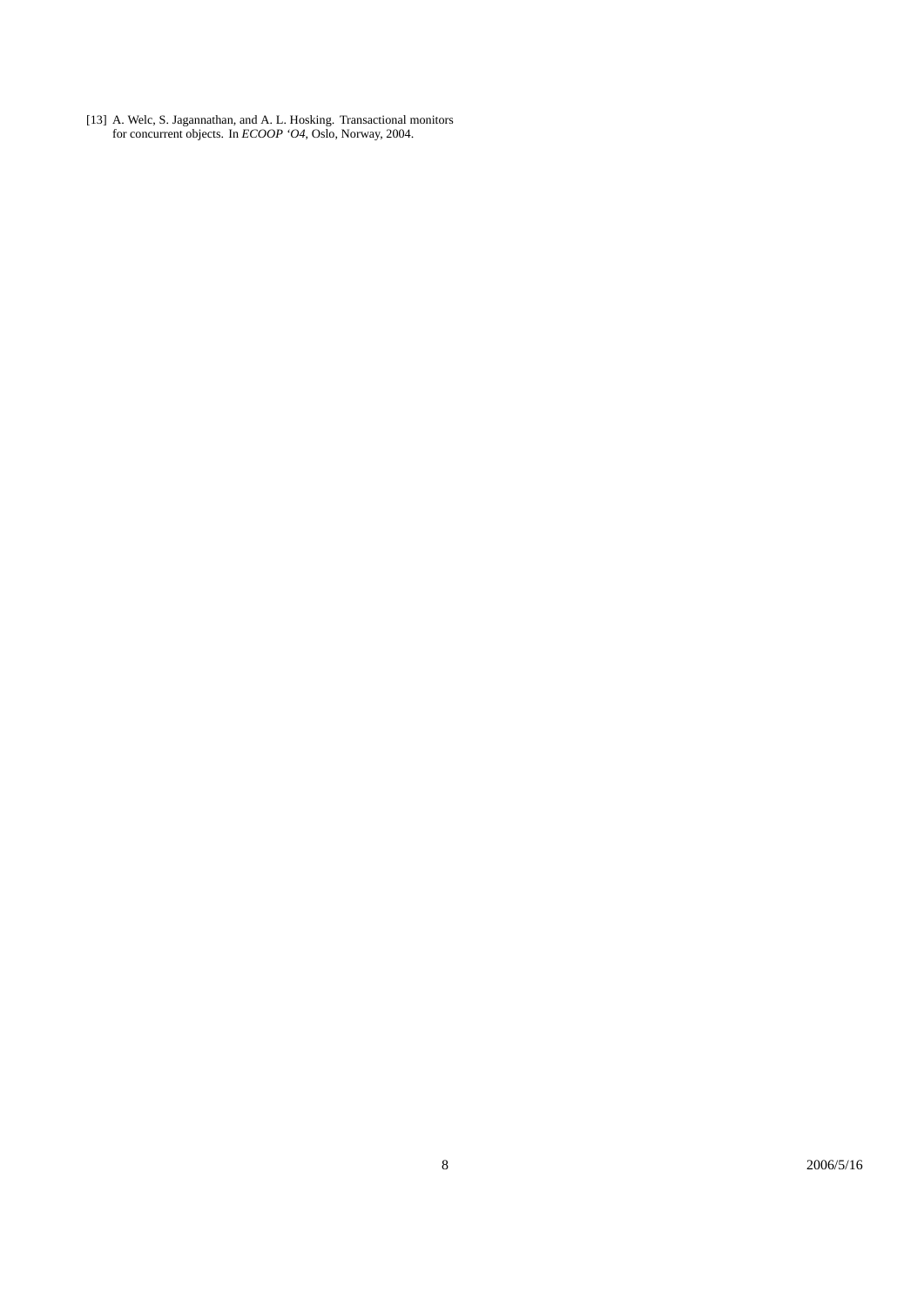[13] A. Welc, S. Jagannathan, and A. L. Hosking. Transactional monitors for concurrent objects. In *ECOOP 'O4*, Oslo, Norway, 2004.